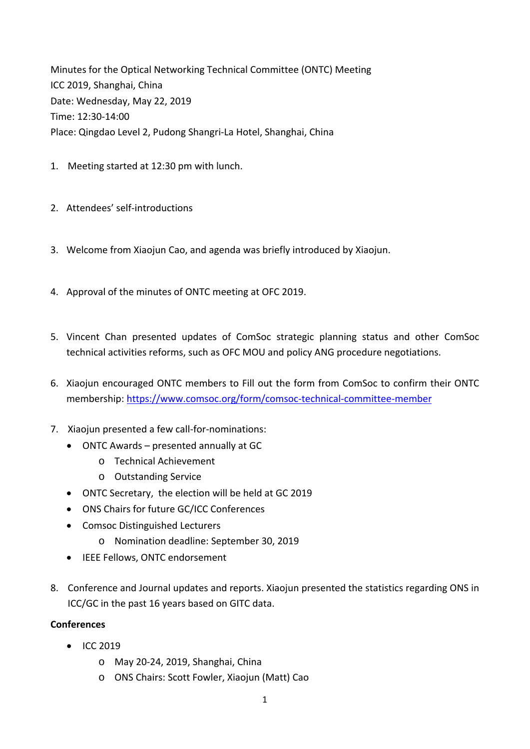Minutes for the Optical Networking Technical Committee (ONTC) Meeting
ICC 2019, Shanghai, China
Date: Wednesday, May 22, 2019
Time: 12:30-14:00
Place: Qingdao Level 2, Pudong Shangri-La Hotel, Shanghai, China

1. Meeting started at 12:30 pm with lunch.

2. Attendees' self-introductions

3. Welcome from Xiaojun Cao, and agenda was briefly introduced by Xiaojun.

4. Approval of the minutes of ONTC meeting at OFC 2019.

5. Vincent Chan presented updates of ComSoc strategic planning status and other ComSoc technical activities reforms, such as OFC MOU and policy ANG procedure negotiations.

6. Xiaojun encouraged ONTC members to Fill out the form from ComSoc to confirm their ONTC membership: [https://www.comsoc.org/form/comsoc-technical-committee-member](https://www.comsoc.org/form/comsoc-technical-committee-member)

7. Xiaojun presented a few call-for-nominations:
   - ONTC Awards – presented annually at GC
     - Technical Achievement
     - Outstanding Service
   - ONTC Secretary, the election will be held at GC 2019
   - ONS Chairs for future GC/ICC Conferences
   - Comsoc Distinguished Lecturers
     - Nomination deadline: September 30, 2019
   - IEEE Fellows, ONTC endorsement

8. Conference and Journal updates and reports. Xiaojun presented the statistics regarding ONS in ICC/GC in the past 16 years based on GITC data.

**Conferences**

- ICC 2019
  - May 20-24, 2019, Shanghai, China
  - ONS Chairs: Scott Fowler, Xiaojun (Matt) Cao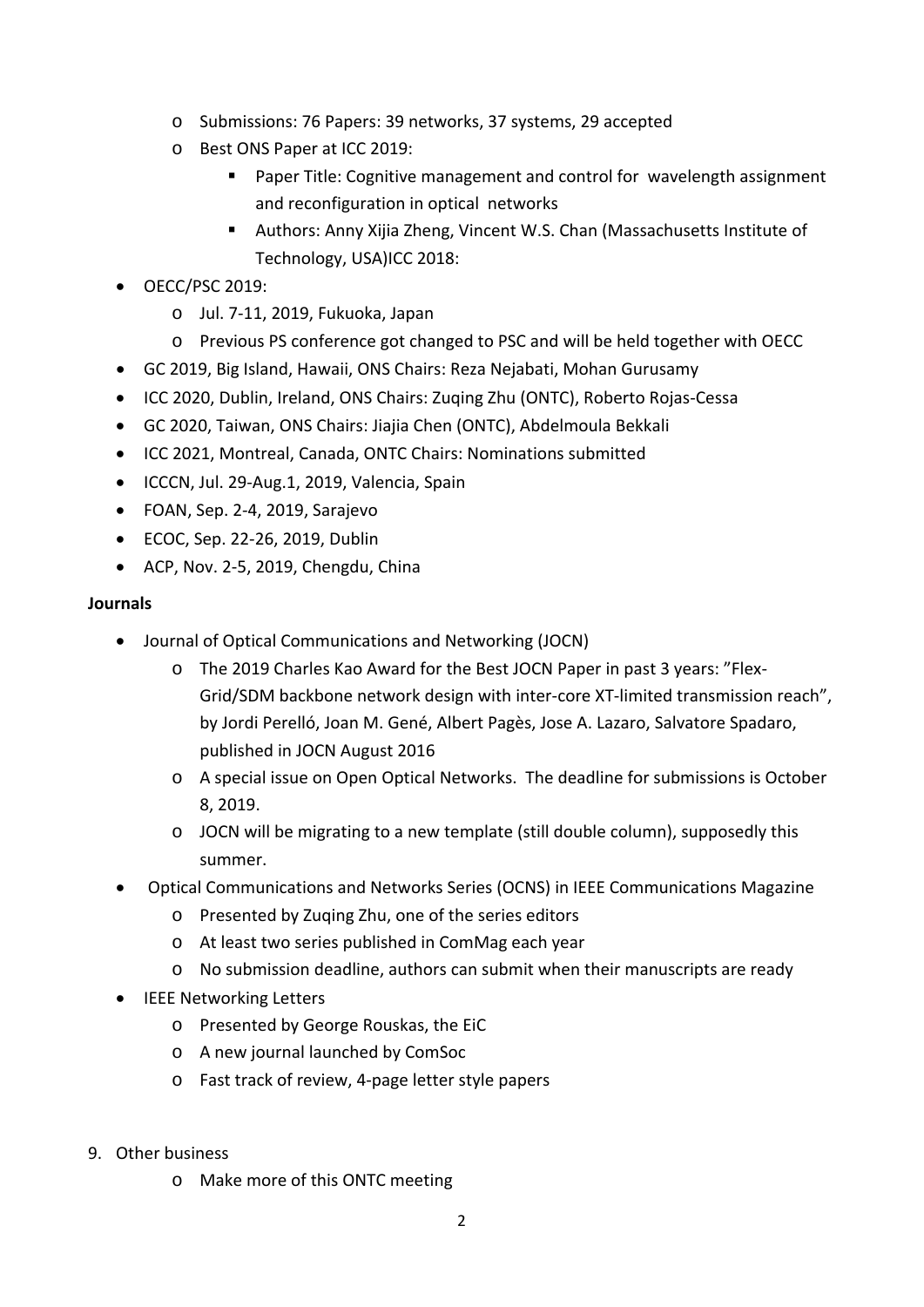- Submissions: 76 Papers: 39 networks, 37 systems, 29 accepted
  - Best ONS Paper at ICC 2019:
    - Paper Title: Cognitive management and control for wavelength assignment and reconfiguration in optical networks
    - Authors: Anny Xijia Zheng, Vincent W.S. Chan (Massachusetts Institute of Technology, USA)ICC 2018:
- OECC/PSC 2019:
  - Jul. 7-11, 2019, Fukuoka, Japan
  - Previous PS conference got changed to PSC and will be held together with OECC
- GC 2019, Big Island, Hawaii, ONS Chairs: Reza Nejabati, Mohan Gurusamy
- ICC 2020, Dublin, Ireland, ONS Chairs: Zuqing Zhu (ONTC), Roberto Rojas-Cessa
- GC 2020, Taiwan, ONS Chairs: Jiajia Chen (ONTC), Abdelmoula Bekkali
- ICC 2021, Montreal, Canada, ONTC Chairs: Nominations submitted
- ICCCN, Jul. 29-Aug.1, 2019, Valencia, Spain
- FOAN, Sep. 2-4, 2019, Sarajevo
- ECOC, Sep. 22-26, 2019, Dublin
- ACP, Nov. 2-5, 2019, Chengdu, China

**Journals**

- Journal of Optical Communications and Networking (JOCN)
  - The 2019 Charles Kao Award for the Best JOCN Paper in past 3 years: "Flex-Grid/SDM backbone network design with inter-core XT-limited transmission reach", by Jordi Perelló, Joan M. Gené, Albert Pagès, Jose A. Lazaro, Salvatore Spadaro, published in JOCN August 2016
  - A special issue on Open Optical Networks. The deadline for submissions is October 8, 2019.
  - JOCN will be migrating to a new template (still double column), supposedly this summer.
- Optical Communications and Networks Series (OCNS) in IEEE Communications Magazine
  - Presented by Zuqing Zhu, one of the series editors
  - At least two series published in ComMag each year
  - No submission deadline, authors can submit when their manuscripts are ready
- IEEE Networking Letters
  - Presented by George Rouskas, the EiC
  - A new journal launched by ComSoc
  - Fast track of review, 4-page letter style papers

9. Other business
   - Make more of this ONTC meeting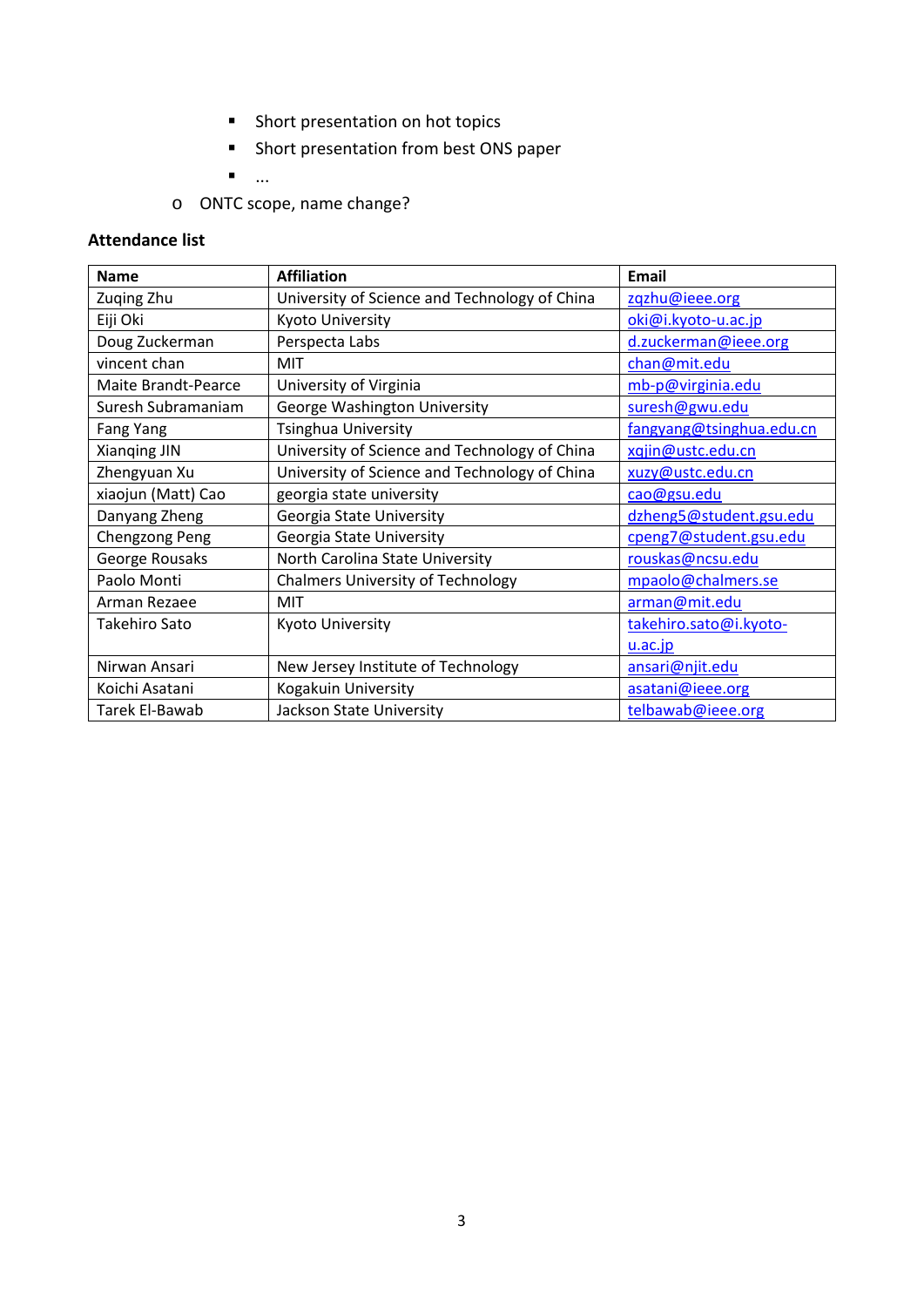- Short presentation on hot topics
    - Short presentation from best ONS paper
    - ...
  - ONTC scope, name change?

**Attendance list**

| Name | Affiliation | Email |
|---|---|---|
| Zuqing Zhu | University of Science and Technology of China | zqzhu@ieee.org |
| Eiji Oki | Kyoto University | oki@i.kyoto-u.ac.jp |
| Doug Zuckerman | Perspecta Labs | d.zuckerman@ieee.org |
| vincent chan | MIT | chan@mit.edu |
| Maite Brandt-Pearce | University of Virginia | mb-p@virginia.edu |
| Suresh Subramaniam | George Washington University | suresh@gwu.edu |
| Fang Yang | Tsinghua University | fangyang@tsinghua.edu.cn |
| Xianqing JIN | University of Science and Technology of China | xqjin@ustc.edu.cn |
| Zhengyuan Xu | University of Science and Technology of China | xuzy@ustc.edu.cn |
| xiaojun (Matt) Cao | georgia state university | cao@gsu.edu |
| Danyang Zheng | Georgia State University | dzheng5@student.gsu.edu |
| Chengzong Peng | Georgia State University | cpeng7@student.gsu.edu |
| George Rousaks | North Carolina State University | rouskas@ncsu.edu |
| Paolo Monti | Chalmers University of Technology | mpaolo@chalmers.se |
| Arman Rezaee | MIT | arman@mit.edu |
| Takehiro Sato | Kyoto University | takehiro.sato@i.kyoto-u.ac.jp |
| Nirwan Ansari | New Jersey Institute of Technology | ansari@njit.edu |
| Koichi Asatani | Kogakuin University | asatani@ieee.org |
| Tarek El-Bawab | Jackson State University | telbawab@ieee.org |